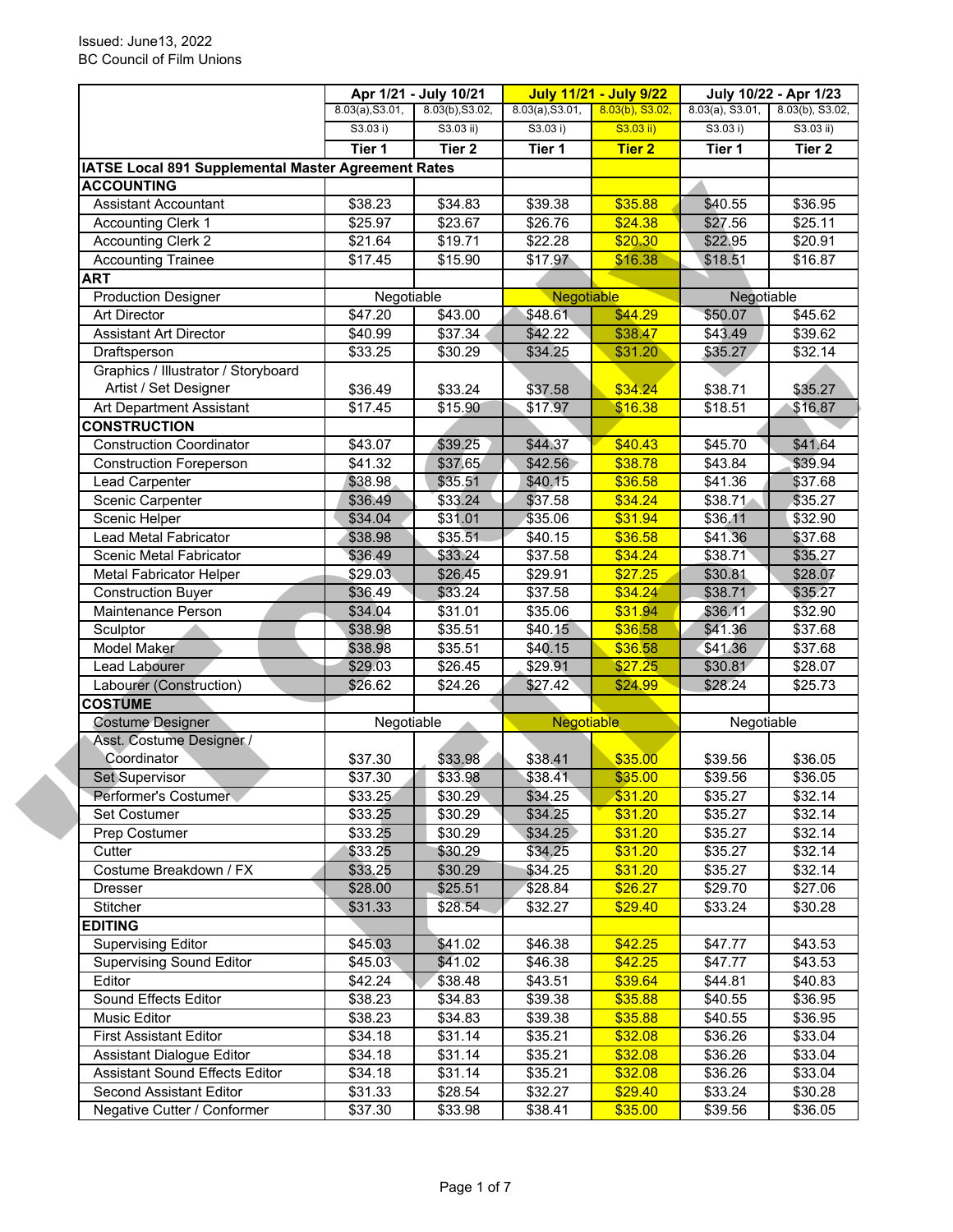Issued: June13, 2022
BC Council of Film Unions

| | Apr 1/21 - July 10/21 | | July 11/21 - July 9/22 | | July 10/22 - Apr 1/23 | |
|---|---|---|---|---|---|---|
| | 8.03(a),S3.01, S3.03 i) | 8.03(b),S3.02, S3.03 ii) | 8.03(a),S3.01, S3.03 i) | 8.03(b), S3.02, S3.03 ii) | 8.03(a), S3.01, S3.03 i) | 8.03(b), S3.02, S3.03 ii) |
| | **Tier 1** | **Tier 2** | **Tier 1** | **Tier 2** | **Tier 1** | **Tier 2** |
| **IATSE Local 891 Supplemental Master Agreement Rates** | | | | | | |
| **ACCOUNTING** | | | | | | |
| Assistant Accountant | $38.23 | $34.83 | $39.38 | $35.88 | $40.55 | $36.95 |
| Accounting Clerk 1 | $25.97 | $23.67 | $26.76 | $24.38 | $27.56 | $25.11 |
| Accounting Clerk 2 | $21.64 | $19.71 | $22.28 | $20.30 | $22.95 | $20.91 |
| Accounting Trainee | $17.45 | $15.90 | $17.97 | $16.38 | $18.51 | $16.87 |
| **ART** | | | | | | |
| Production Designer | Negotiable | | Negotiable | | Negotiable | |
| Art Director | $47.20 | $43.00 | $48.61 | $44.29 | $50.07 | $45.62 |
| Assistant Art Director | $40.99 | $37.34 | $42.22 | $38.47 | $43.49 | $39.62 |
| Draftsperson | $33.25 | $30.29 | $34.25 | $31.20 | $35.27 | $32.14 |
| Graphics / Illustrator / Storyboard Artist / Set Designer | $36.49 | $33.24 | $37.58 | $34.24 | $38.71 | $35.27 |
| Art Department Assistant | $17.45 | $15.90 | $17.97 | $16.38 | $18.51 | $16.87 |
| **CONSTRUCTION** | | | | | | |
| Construction Coordinator | $43.07 | $39.25 | $44.37 | $40.43 | $45.70 | $41.64 |
| Construction Foreperson | $41.32 | $37.65 | $42.56 | $38.78 | $43.84 | $39.94 |
| Lead Carpenter | $38.98 | $35.51 | $40.15 | $36.58 | $41.36 | $37.68 |
| Scenic Carpenter | $36.49 | $33.24 | $37.58 | $34.24 | $38.71 | $35.27 |
| Scenic Helper | $34.04 | $31.01 | $35.06 | $31.94 | $36.11 | $32.90 |
| Lead Metal Fabricator | $38.98 | $35.51 | $40.15 | $36.58 | $41.36 | $37.68 |
| Scenic Metal Fabricator | $36.49 | $33.24 | $37.58 | $34.24 | $38.71 | $35.27 |
| Metal Fabricator Helper | $29.03 | $26.45 | $29.91 | $27.25 | $30.81 | $28.07 |
| Construction Buyer | $36.49 | $33.24 | $37.58 | $34.24 | $38.71 | $35.27 |
| Maintenance Person | $34.04 | $31.01 | $35.06 | $31.94 | $36.11 | $32.90 |
| Sculptor | $38.98 | $35.51 | $40.15 | $36.58 | $41.36 | $37.68 |
| Model Maker | $38.98 | $35.51 | $40.15 | $36.58 | $41.36 | $37.68 |
| Lead Labourer | $29.03 | $26.45 | $29.91 | $27.25 | $30.81 | $28.07 |
| Labourer (Construction) | $26.62 | $24.26 | $27.42 | $24.99 | $28.24 | $25.73 |
| **COSTUME** | | | | | | |
| Costume Designer | Negotiable | | Negotiable | | Negotiable | |
| Asst. Costume Designer / Coordinator | $37.30 | $33.98 | $38.41 | $35.00 | $39.56 | $36.05 |
| Set Supervisor | $37.30 | $33.98 | $38.41 | $35.00 | $39.56 | $36.05 |
| Performer's Costumer | $33.25 | $30.29 | $34.25 | $31.20 | $35.27 | $32.14 |
| Set Costumer | $33.25 | $30.29 | $34.25 | $31.20 | $35.27 | $32.14 |
| Prep Costumer | $33.25 | $30.29 | $34.25 | $31.20 | $35.27 | $32.14 |
| Cutter | $33.25 | $30.29 | $34.25 | $31.20 | $35.27 | $32.14 |
| Costume Breakdown / FX | $33.25 | $30.29 | $34.25 | $31.20 | $35.27 | $32.14 |
| Dresser | $28.00 | $25.51 | $28.84 | $26.27 | $29.70 | $27.06 |
| Stitcher | $31.33 | $28.54 | $32.27 | $29.40 | $33.24 | $30.28 |
| **EDITING** | | | | | | |
| Supervising Editor | $45.03 | $41.02 | $46.38 | $42.25 | $47.77 | $43.53 |
| Supervising Sound Editor | $45.03 | $41.02 | $46.38 | $42.25 | $47.77 | $43.53 |
| Editor | $42.24 | $38.48 | $43.51 | $39.64 | $44.81 | $40.83 |
| Sound Effects Editor | $38.23 | $34.83 | $39.38 | $35.88 | $40.55 | $36.95 |
| Music Editor | $38.23 | $34.83 | $39.38 | $35.88 | $40.55 | $36.95 |
| First Assistant Editor | $34.18 | $31.14 | $35.21 | $32.08 | $36.26 | $33.04 |
| Assistant Dialogue Editor | $34.18 | $31.14 | $35.21 | $32.08 | $36.26 | $33.04 |
| Assistant Sound Effects Editor | $34.18 | $31.14 | $35.21 | $32.08 | $36.26 | $33.04 |
| Second Assistant Editor | $31.33 | $28.54 | $32.27 | $29.40 | $33.24 | $30.28 |
| Negative Cutter / Conformer | $37.30 | $33.98 | $38.41 | $35.00 | $39.56 | $36.05 |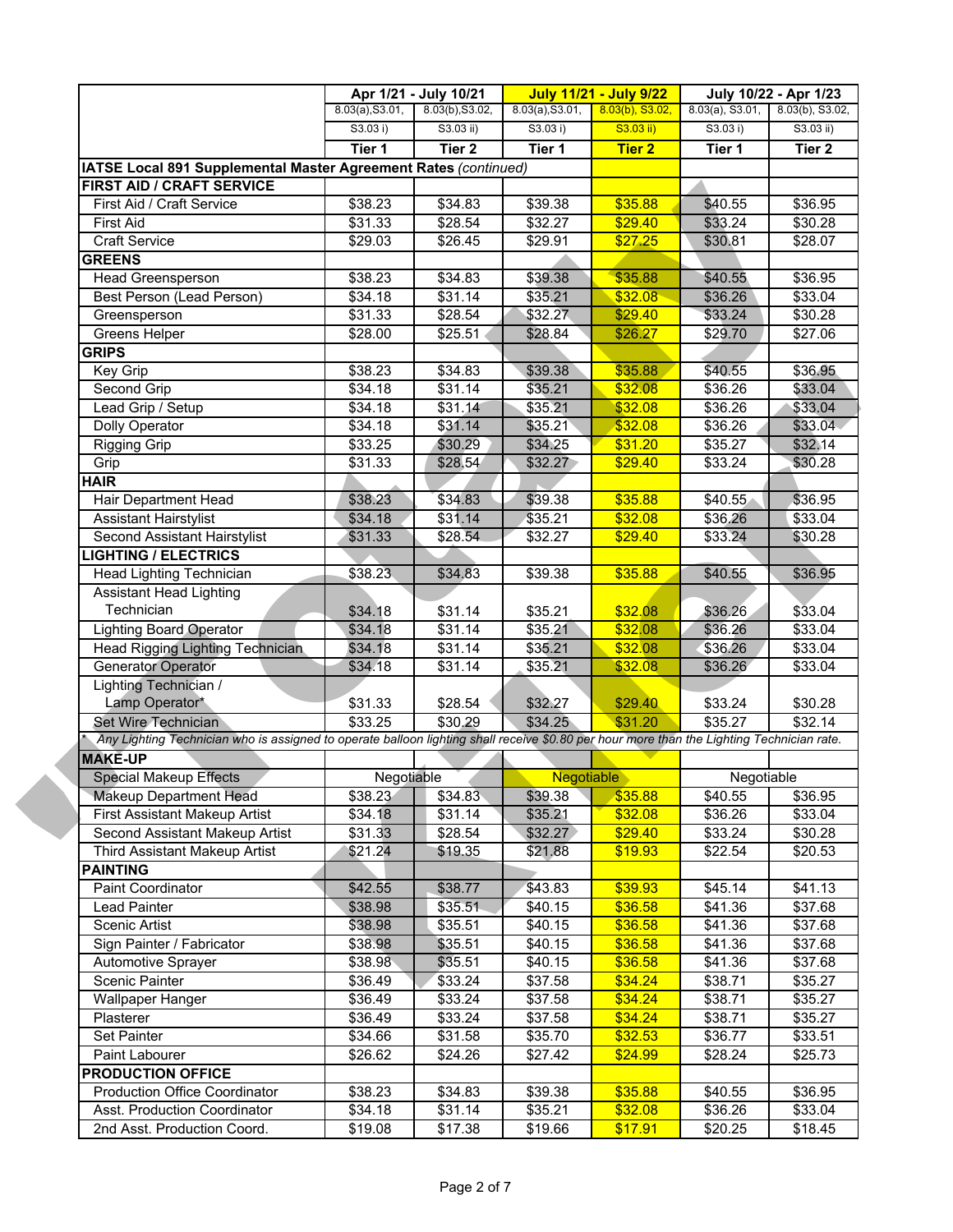| | Apr 1/21 - July 10/21 | | July 11/21 - July 9/22 | | July 10/22 - Apr 1/23 | |
|---|---|---|---|---|---|---|
| | 8.03(a),S3.01, S3.03 i) | 8.03(b),S3.02, S3.03 ii) | 8.03(a),S3.01, S3.03 i) | 8.03(b), S3.02, S3.03 ii) | 8.03(a), S3.01, S3.03 i) | 8.03(b), S3.02, S3.03 ii) |
| | Tier 1 | Tier 2 | Tier 1 | Tier 2 | Tier 1 | Tier 2 |
| **IATSE Local 891 Supplemental Master Agreement Rates** *(continued)* | | | | | | |
| **FIRST AID / CRAFT SERVICE** | | | | | | |
| First Aid / Craft Service | $38.23 | $34.83 | $39.38 | $35.88 | $40.55 | $36.95 |
| First Aid | $31.33 | $28.54 | $32.27 | $29.40 | $33.24 | $30.28 |
| Craft Service | $29.03 | $26.45 | $29.91 | $27.25 | $30.81 | $28.07 |
| **GREENS** | | | | | | |
| Head Greensperson | $38.23 | $34.83 | $39.38 | $35.88 | $40.55 | $36.95 |
| Best Person (Lead Person) | $34.18 | $31.14 | $35.21 | $32.08 | $36.26 | $33.04 |
| Greensperson | $31.33 | $28.54 | $32.27 | $29.40 | $33.24 | $30.28 |
| Greens Helper | $28.00 | $25.51 | $28.84 | $26.27 | $29.70 | $27.06 |
| **GRIPS** | | | | | | |
| Key Grip | $38.23 | $34.83 | $39.38 | $35.88 | $40.55 | $36.95 |
| Second Grip | $34.18 | $31.14 | $35.21 | $32.08 | $36.26 | $33.04 |
| Lead Grip / Setup | $34.18 | $31.14 | $35.21 | $32.08 | $36.26 | $33.04 |
| Dolly Operator | $34.18 | $31.14 | $35.21 | $32.08 | $36.26 | $33.04 |
| Rigging Grip | $33.25 | $30.29 | $34.25 | $31.20 | $35.27 | $32.14 |
| Grip | $31.33 | $28.54 | $32.27 | $29.40 | $33.24 | $30.28 |
| **HAIR** | | | | | | |
| Hair Department Head | $38.23 | $34.83 | $39.38 | $35.88 | $40.55 | $36.95 |
| Assistant Hairstylist | $34.18 | $31.14 | $35.21 | $32.08 | $36.26 | $33.04 |
| Second Assistant Hairstylist | $31.33 | $28.54 | $32.27 | $29.40 | $33.24 | $30.28 |
| **LIGHTING / ELECTRICS** | | | | | | |
| Head Lighting Technician | $38.23 | $34.83 | $39.38 | $35.88 | $40.55 | $36.95 |
| Assistant Head Lighting Technician | $34.18 | $31.14 | $35.21 | $32.08 | $36.26 | $33.04 |
| Lighting Board Operator | $34.18 | $31.14 | $35.21 | $32.08 | $36.26 | $33.04 |
| Head Rigging Lighting Technician | $34.18 | $31.14 | $35.21 | $32.08 | $36.26 | $33.04 |
| Generator Operator | $34.18 | $31.14 | $35.21 | $32.08 | $36.26 | $33.04 |
| Lighting Technician / Lamp Operator* | $31.33 | $28.54 | $32.27 | $29.40 | $33.24 | $30.28 |
| Set Wire Technician | $33.25 | $30.29 | $34.25 | $31.20 | $35.27 | $32.14 |
| * *Any Lighting Technician who is assigned to operate balloon lighting shall receive $0.80 per hour more than the Lighting Technician rate.* | | | | | | |
| **MAKE-UP** | | | | | | |
| Special Makeup Effects | Negotiable | | Negotiable | | Negotiable | |
| Makeup Department Head | $38.23 | $34.83 | $39.38 | $35.88 | $40.55 | $36.95 |
| First Assistant Makeup Artist | $34.18 | $31.14 | $35.21 | $32.08 | $36.26 | $33.04 |
| Second Assistant Makeup Artist | $31.33 | $28.54 | $32.27 | $29.40 | $33.24 | $30.28 |
| Third Assistant Makeup Artist | $21.24 | $19.35 | $21.88 | $19.93 | $22.54 | $20.53 |
| **PAINTING** | | | | | | |
| Paint Coordinator | $42.55 | $38.77 | $43.83 | $39.93 | $45.14 | $41.13 |
| Lead Painter | $38.98 | $35.51 | $40.15 | $36.58 | $41.36 | $37.68 |
| Scenic Artist | $38.98 | $35.51 | $40.15 | $36.58 | $41.36 | $37.68 |
| Sign Painter / Fabricator | $38.98 | $35.51 | $40.15 | $36.58 | $41.36 | $37.68 |
| Automotive Sprayer | $38.98 | $35.51 | $40.15 | $36.58 | $41.36 | $37.68 |
| Scenic Painter | $36.49 | $33.24 | $37.58 | $34.24 | $38.71 | $35.27 |
| Wallpaper Hanger | $36.49 | $33.24 | $37.58 | $34.24 | $38.71 | $35.27 |
| Plasterer | $36.49 | $33.24 | $37.58 | $34.24 | $38.71 | $35.27 |
| Set Painter | $34.66 | $31.58 | $35.70 | $32.53 | $36.77 | $33.51 |
| Paint Labourer | $26.62 | $24.26 | $27.42 | $24.99 | $28.24 | $25.73 |
| **PRODUCTION OFFICE** | | | | | | |
| Production Office Coordinator | $38.23 | $34.83 | $39.38 | $35.88 | $40.55 | $36.95 |
| Asst. Production Coordinator | $34.18 | $31.14 | $35.21 | $32.08 | $36.26 | $33.04 |
| 2nd Asst. Production Coord. | $19.08 | $17.38 | $19.66 | $17.91 | $20.25 | $18.45 |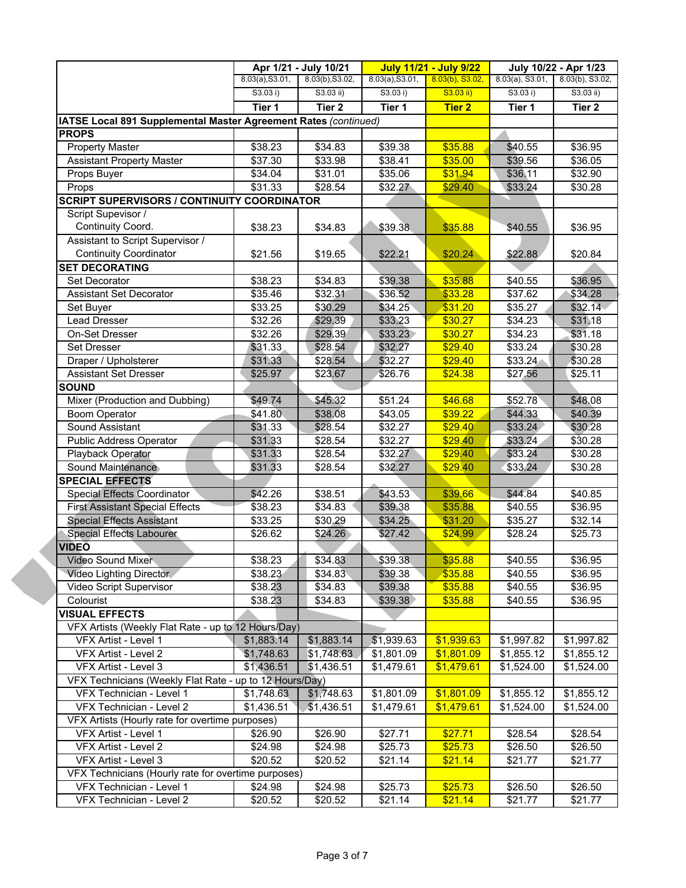| | Apr 1/21 - July 10/21 | | July 11/21 - July 9/22 | | July 10/22 - Apr 1/23 | |
|---|---|---|---|---|---|---|
| | 8.03(a),S3.01, S3.03 i) | 8.03(b),S3.02, S3.03 ii) | 8.03(a),S3.01, S3.03 i) | 8.03(b), S3.02, S3.03 ii) | 8.03(a), S3.01, S3.03 i) | 8.03(b), S3.02, S3.03 ii) |
| | Tier 1 | Tier 2 | Tier 1 | Tier 2 | Tier 1 | Tier 2 |
| **IATSE Local 891 Supplemental Master Agreement Rates** *(continued)* | | | | | | |
| **PROPS** | | | | | | |
| Property Master | $38.23 | $34.83 | $39.38 | $35.88 | $40.55 | $36.95 |
| Assistant Property Master | $37.30 | $33.98 | $38.41 | $35.00 | $39.56 | $36.05 |
| Props Buyer | $34.04 | $31.01 | $35.06 | $31.94 | $36.11 | $32.90 |
| Props | $31.33 | $28.54 | $32.27 | $29.40 | $33.24 | $30.28 |
| **SCRIPT SUPERVISORS / CONTINUITY COORDINATOR** | | | | | | |
| Script Supevisor / Continuity Coord. | $38.23 | $34.83 | $39.38 | $35.88 | $40.55 | $36.95 |
| Assistant to Script Supervisor / Continuity Coordinator | $21.56 | $19.65 | $22.21 | $20.24 | $22.88 | $20.84 |
| **SET DECORATING** | | | | | | |
| Set Decorator | $38.23 | $34.83 | $39.38 | $35.88 | $40.55 | $36.95 |
| Assistant Set Decorator | $35.46 | $32.31 | $36.52 | $33.28 | $37.62 | $34.28 |
| Set Buyer | $33.25 | $30.29 | $34.25 | $31.20 | $35.27 | $32.14 |
| Lead Dresser | $32.26 | $29.39 | $33.23 | $30.27 | $34.23 | $31.18 |
| On-Set Dresser | $32.26 | $29.39 | $33.23 | $30.27 | $34.23 | $31.18 |
| Set Dresser | $31.33 | $28.54 | $32.27 | $29.40 | $33.24 | $30.28 |
| Draper / Upholsterer | $31.33 | $28.54 | $32.27 | $29.40 | $33.24 | $30.28 |
| Assistant Set Dresser | $25.97 | $23.67 | $26.76 | $24.38 | $27.56 | $25.11 |
| **SOUND** | | | | | | |
| Mixer (Production and Dubbing) | $49.74 | $45.32 | $51.24 | $46.68 | $52.78 | $48.08 |
| Boom Operator | $41.80 | $38.08 | $43.05 | $39.22 | $44.33 | $40.39 |
| Sound Assistant | $31.33 | $28.54 | $32.27 | $29.40 | $33.24 | $30.28 |
| Public Address Operator | $31.33 | $28.54 | $32.27 | $29.40 | $33.24 | $30.28 |
| Playback Operator | $31.33 | $28.54 | $32.27 | $29.40 | $33.24 | $30.28 |
| Sound Maintenance | $31.33 | $28.54 | $32.27 | $29.40 | $33.24 | $30.28 |
| **SPECIAL EFFECTS** | | | | | | |
| Special Effects Coordinator | $42.26 | $38.51 | $43.53 | $39.66 | $44.84 | $40.85 |
| First Assistant Special Effects | $38.23 | $34.83 | $39.38 | $35.88 | $40.55 | $36.95 |
| Special Effects Assistant | $33.25 | $30.29 | $34.25 | $31.20 | $35.27 | $32.14 |
| Special Effects Labourer | $26.62 | $24.26 | $27.42 | $24.99 | $28.24 | $25.73 |
| **VIDEO** | | | | | | |
| Video Sound Mixer | $38.23 | $34.83 | $39.38 | $35.88 | $40.55 | $36.95 |
| Video Lighting Director | $38.23 | $34.83 | $39.38 | $35.88 | $40.55 | $36.95 |
| Video Script Supervisor | $38.23 | $34.83 | $39.38 | $35.88 | $40.55 | $36.95 |
| Colourist | $38.23 | $34.83 | $39.38 | $35.88 | $40.55 | $36.95 |
| **VISUAL EFFECTS** | | | | | | |
| VFX Artists (Weekly Flat Rate - up to 12 Hours/Day) | | | | | | |
| VFX Artist - Level 1 | $1,883.14 | $1,883.14 | $1,939.63 | $1,939.63 | $1,997.82 | $1,997.82 |
| VFX Artist - Level 2 | $1,748.63 | $1,748.63 | $1,801.09 | $1,801.09 | $1,855.12 | $1,855.12 |
| VFX Artist - Level 3 | $1,436.51 | $1,436.51 | $1,479.61 | $1,479.61 | $1,524.00 | $1,524.00 |
| VFX Technicians (Weekly Flat Rate - up to 12 Hours/Day) | | | | | | |
| VFX Technician - Level 1 | $1,748.63 | $1,748.63 | $1,801.09 | $1,801.09 | $1,855.12 | $1,855.12 |
| VFX Technician - Level 2 | $1,436.51 | $1,436.51 | $1,479.61 | $1,479.61 | $1,524.00 | $1,524.00 |
| VFX Artists (Hourly rate for overtime purposes) | | | | | | |
| VFX Artist - Level 1 | $26.90 | $26.90 | $27.71 | $27.71 | $28.54 | $28.54 |
| VFX Artist - Level 2 | $24.98 | $24.98 | $25.73 | $25.73 | $26.50 | $26.50 |
| VFX Artist - Level 3 | $20.52 | $20.52 | $21.14 | $21.14 | $21.77 | $21.77 |
| VFX Technicians (Hourly rate for overtime purposes) | | | | | | |
| VFX Technician - Level 1 | $24.98 | $24.98 | $25.73 | $25.73 | $26.50 | $26.50 |
| VFX Technician - Level 2 | $20.52 | $20.52 | $21.14 | $21.14 | $21.77 | $21.77 |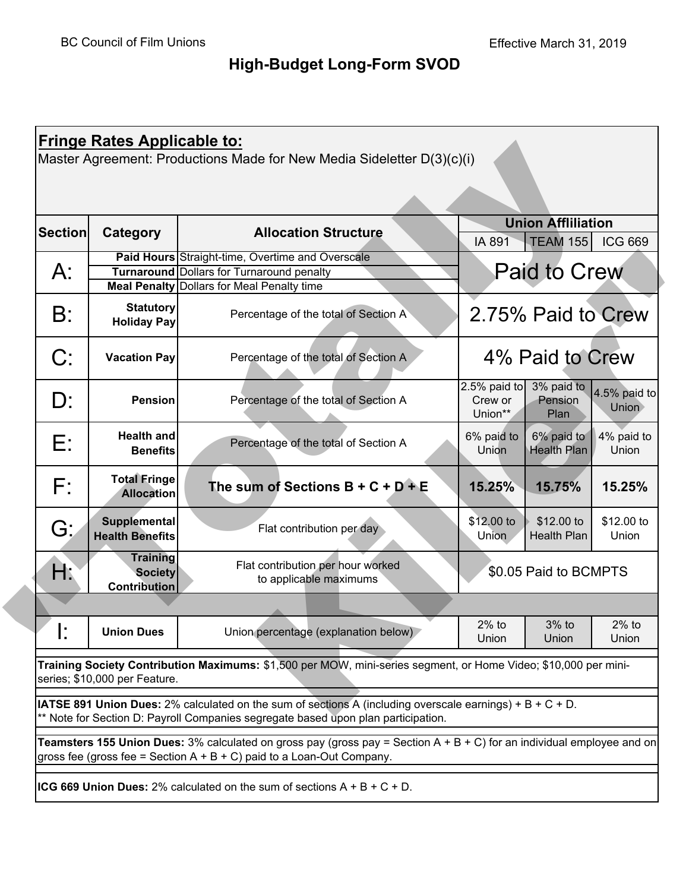BC Council of Film Unions

Effective March 31, 2019

# High-Budget Long-Form SVOD

## Fringe Rates Applicable to:

Master Agreement: Productions Made for New Media Sideletter D(3)(c)(i)

| Section | Category | Allocation Structure | Union Affiliation | | |
|---|---|---|---|---|---|
| | | | IA 891 | TEAM 155 | ICG 669 |
| A: | Paid Hours | Straight-time, Overtime and Overscale | Paid to Crew | | |
| | Turnaround | Dollars for Turnaround penalty | | | |
| | Meal Penalty | Dollars for Meal Penalty time | | | |
| B: | Statutory Holiday Pay | Percentage of the total of Section A | 2.75% Paid to Crew | | |
| C: | Vacation Pay | Percentage of the total of Section A | 4% Paid to Crew | | |
| D: | Pension | Percentage of the total of Section A | 2.5% paid to Crew or Union** | 3% paid to Pension Plan | 4.5% paid to Union |
| E: | Health and Benefits | Percentage of the total of Section A | 6% paid to Union | 6% paid to Health Plan | 4% paid to Union |
| F: | **Total Fringe Allocation** | **The sum of Sections B + C + D + E** | **15.25%** | **15.75%** | **15.25%** |
| G: | Supplemental Health Benefits | Flat contribution per day | $12.00 to Union | $12.00 to Health Plan | $12.00 to Union |
| H: | Training Society Contribution | Flat contribution per hour worked to applicable maximums | $0.05 Paid to BCMPTS | | |
| I: | Union Dues | Union percentage (explanation below) | 2% to Union | 3% to Union | 2% to Union |

**Training Society Contribution Maximums:** $1,500 per MOW, mini-series segment, or Home Video; $10,000 per mini-series; $10,000 per Feature.

**IATSE 891 Union Dues:** 2% calculated on the sum of sections A (including overscale earnings) + B + C + D.
** Note for Section D: Payroll Companies segregate based upon plan participation.

**Teamsters 155 Union Dues:** 3% calculated on gross pay (gross pay = Section A + B + C) for an individual employee and on gross fee (gross fee = Section A + B + C) paid to a Loan-Out Company.

**ICG 669 Union Dues:** 2% calculated on the sum of sections A + B + C + D.